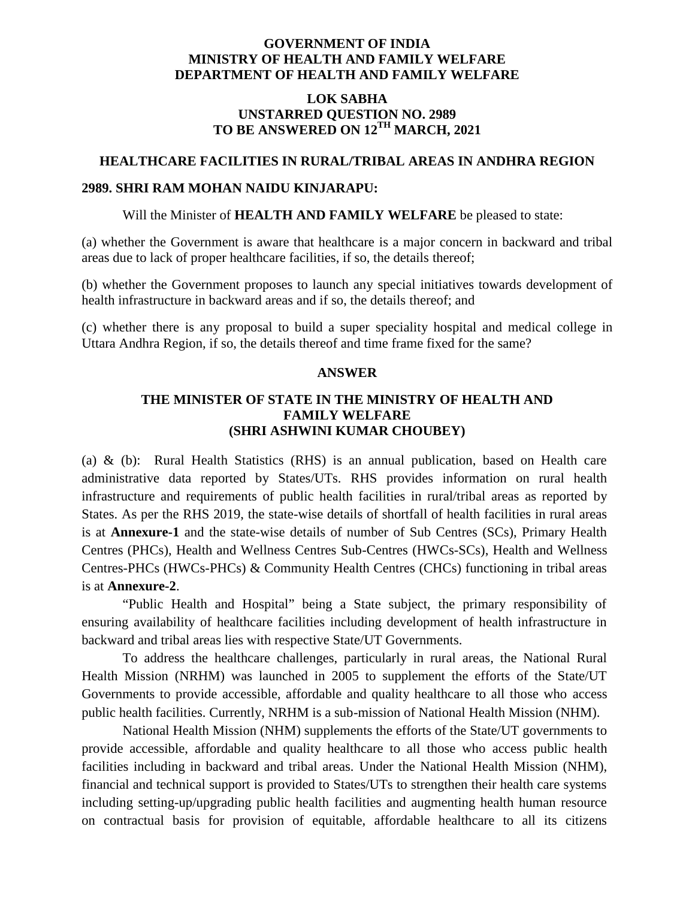**GOVERNMENT OF INDIA**
**MINISTRY OF HEALTH AND FAMILY WELFARE**
**DEPARTMENT OF HEALTH AND FAMILY WELFARE**

**LOK SABHA**
**UNSTARRED QUESTION NO. 2989**
**TO BE ANSWERED ON 12TH MARCH, 2021**

## HEALTHCARE FACILITIES IN RURAL/TRIBAL AREAS IN ANDHRA REGION

**2989. SHRI RAM MOHAN NAIDU KINJARAPU:**

Will the Minister of **HEALTH AND FAMILY WELFARE** be pleased to state:

(a) whether the Government is aware that healthcare is a major concern in backward and tribal areas due to lack of proper healthcare facilities, if so, the details thereof;

(b) whether the Government proposes to launch any special initiatives towards development of health infrastructure in backward areas and if so, the details thereof; and

(c) whether there is any proposal to build a super speciality hospital and medical college in Uttara Andhra Region, if so, the details thereof and time frame fixed for the same?

**ANSWER**

**THE MINISTER OF STATE IN THE MINISTRY OF HEALTH AND FAMILY WELFARE**
**(SHRI ASHWINI KUMAR CHOUBEY)**

(a) & (b): Rural Health Statistics (RHS) is an annual publication, based on Health care administrative data reported by States/UTs. RHS provides information on rural health infrastructure and requirements of public health facilities in rural/tribal areas as reported by States. As per the RHS 2019, the state-wise details of shortfall of health facilities in rural areas is at **Annexure-1** and the state-wise details of number of Sub Centres (SCs), Primary Health Centres (PHCs), Health and Wellness Centres Sub-Centres (HWCs-SCs), Health and Wellness Centres-PHCs (HWCs-PHCs) & Community Health Centres (CHCs) functioning in tribal areas is at **Annexure-2**.

"Public Health and Hospital" being a State subject, the primary responsibility of ensuring availability of healthcare facilities including development of health infrastructure in backward and tribal areas lies with respective State/UT Governments.

To address the healthcare challenges, particularly in rural areas, the National Rural Health Mission (NRHM) was launched in 2005 to supplement the efforts of the State/UT Governments to provide accessible, affordable and quality healthcare to all those who access public health facilities. Currently, NRHM is a sub-mission of National Health Mission (NHM).

National Health Mission (NHM) supplements the efforts of the State/UT governments to provide accessible, affordable and quality healthcare to all those who access public health facilities including in backward and tribal areas. Under the National Health Mission (NHM), financial and technical support is provided to States/UTs to strengthen their health care systems including setting-up/upgrading public health facilities and augmenting health human resource on contractual basis for provision of equitable, affordable healthcare to all its citizens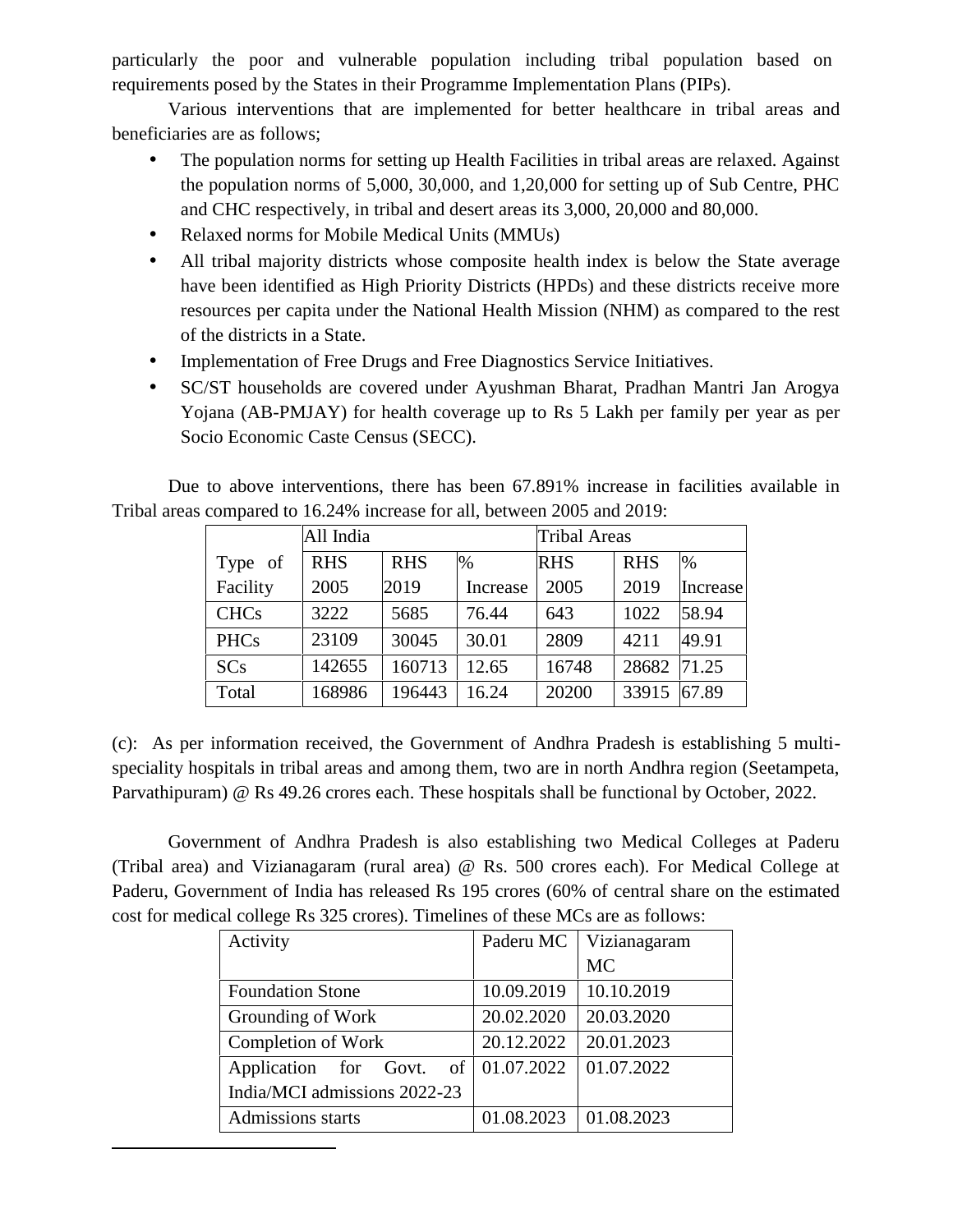particularly the poor and vulnerable population including tribal population based on requirements posed by the States in their Programme Implementation Plans (PIPs).

Various interventions that are implemented for better healthcare in tribal areas and beneficiaries are as follows;

- The population norms for setting up Health Facilities in tribal areas are relaxed. Against the population norms of 5,000, 30,000, and 1,20,000 for setting up of Sub Centre, PHC and CHC respectively, in tribal and desert areas its 3,000, 20,000 and 80,000.
- Relaxed norms for Mobile Medical Units (MMUs)
- All tribal majority districts whose composite health index is below the State average have been identified as High Priority Districts (HPDs) and these districts receive more resources per capita under the National Health Mission (NHM) as compared to the rest of the districts in a State.
- Implementation of Free Drugs and Free Diagnostics Service Initiatives.
- SC/ST households are covered under Ayushman Bharat, Pradhan Mantri Jan Arogya Yojana (AB-PMJAY) for health coverage up to Rs 5 Lakh per family per year as per Socio Economic Caste Census (SECC).

Due to above interventions, there has been 67.891% increase in facilities available in Tribal areas compared to 16.24% increase for all, between 2005 and 2019:

| | All India | | | Tribal Areas | | |
|---|---|---|---|---|---|---|
| Type of Facility | RHS 2005 | RHS 2019 | % Increase | RHS 2005 | RHS 2019 | % Increase |
| CHCs | 3222 | 5685 | 76.44 | 643 | 1022 | 58.94 |
| PHCs | 23109 | 30045 | 30.01 | 2809 | 4211 | 49.91 |
| SCs | 142655 | 160713 | 12.65 | 16748 | 28682 | 71.25 |
| Total | 168986 | 196443 | 16.24 | 20200 | 33915 | 67.89 |

(c): As per information received, the Government of Andhra Pradesh is establishing 5 multi-speciality hospitals in tribal areas and among them, two are in north Andhra region (Seetampeta, Parvathipuram) @ Rs 49.26 crores each. These hospitals shall be functional by October, 2022.

Government of Andhra Pradesh is also establishing two Medical Colleges at Paderu (Tribal area) and Vizianagaram (rural area) @ Rs. 500 crores each). For Medical College at Paderu, Government of India has released Rs 195 crores (60% of central share on the estimated cost for medical college Rs 325 crores). Timelines of these MCs are as follows:

| Activity | Paderu MC | Vizianagaram MC |
|---|---|---|
| Foundation Stone | 10.09.2019 | 10.10.2019 |
| Grounding of Work | 20.02.2020 | 20.03.2020 |
| Completion of Work | 20.12.2022 | 20.01.2023 |
| Application for Govt. of India/MCI admissions 2022-23 | 01.07.2022 | 01.07.2022 |
| Admissions starts | 01.08.2023 | 01.08.2023 |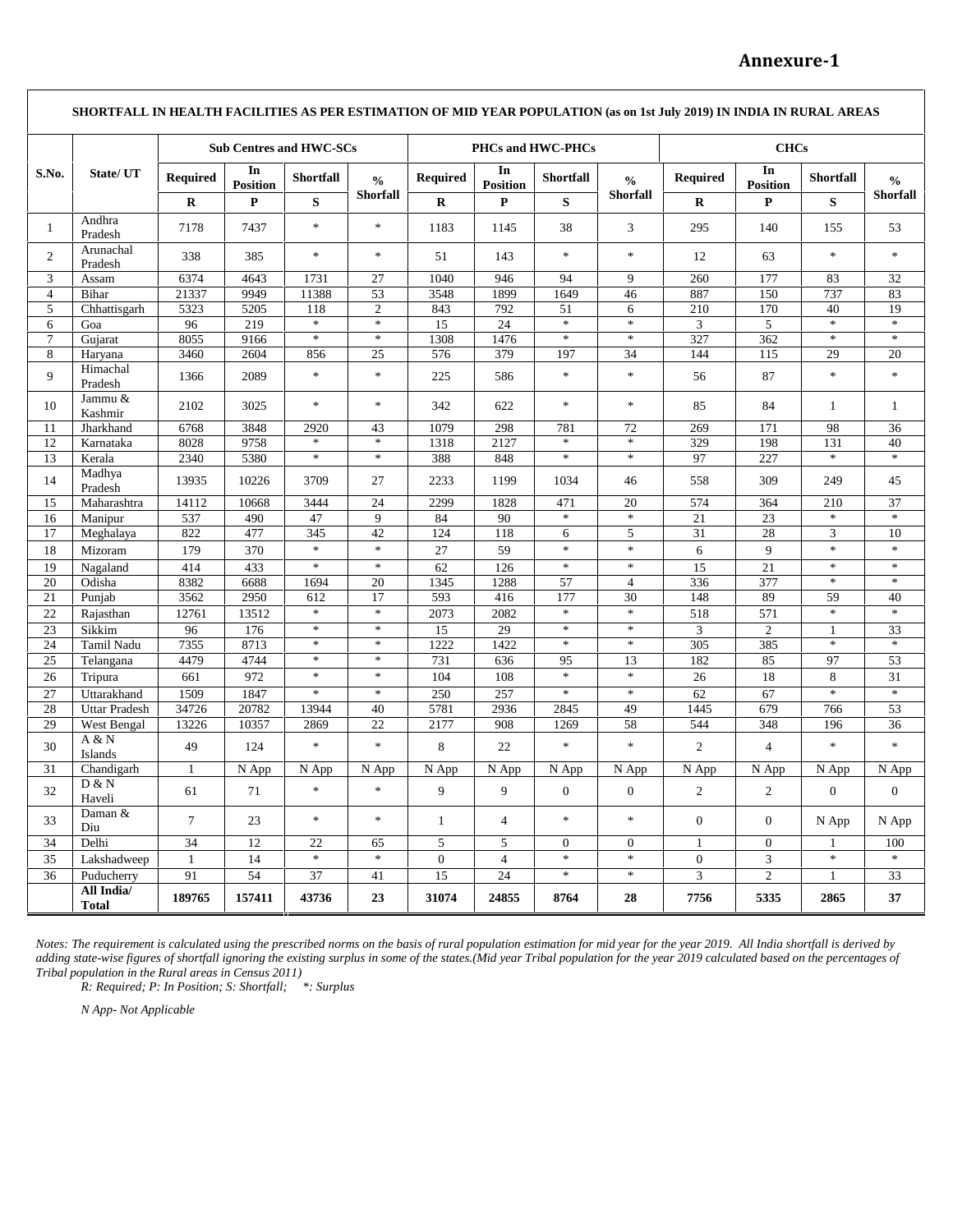**Annexure-1**

**SHORTFALL IN HEALTH FACILITIES AS PER ESTIMATION OF MID YEAR POPULATION (as on 1st July 2019) IN INDIA IN RURAL AREAS**

| S.No. | State/ UT | Sub Centres and HWC-SCs | | | | PHCs and HWC-PHCs | | | | CHCs | | | |
|---|---|---|---|---|---|---|---|---|---|---|---|---|---|
| | | Required | In Position | Shortfall | % Shorfall | Required | In Position | Shortfall | % Shorfall | Required | In Position | Shortfall | % Shorfall |
| | | R | P | S | | R | P | S | | R | P | S | |
| 1 | Andhra Pradesh | 7178 | 7437 | * | * | 1183 | 1145 | 38 | 3 | 295 | 140 | 155 | 53 |
| 2 | Arunachal Pradesh | 338 | 385 | * | * | 51 | 143 | * | * | 12 | 63 | * | * |
| 3 | Assam | 6374 | 4643 | 1731 | 27 | 1040 | 946 | 94 | 9 | 260 | 177 | 83 | 32 |
| 4 | Bihar | 21337 | 9949 | 11388 | 53 | 3548 | 1899 | 1649 | 46 | 887 | 150 | 737 | 83 |
| 5 | Chhattisgarh | 5323 | 5205 | 118 | 2 | 843 | 792 | 51 | 6 | 210 | 170 | 40 | 19 |
| 6 | Goa | 96 | 219 | * | * | 15 | 24 | * | * | 3 | 5 | * | * |
| 7 | Gujarat | 8055 | 9166 | * | * | 1308 | 1476 | * | * | 327 | 362 | * | * |
| 8 | Haryana | 3460 | 2604 | 856 | 25 | 576 | 379 | 197 | 34 | 144 | 115 | 29 | 20 |
| 9 | Himachal Pradesh | 1366 | 2089 | * | * | 225 | 586 | * | * | 56 | 87 | * | * |
| 10 | Jammu & Kashmir | 2102 | 3025 | * | * | 342 | 622 | * | * | 85 | 84 | 1 | 1 |
| 11 | Jharkhand | 6768 | 3848 | 2920 | 43 | 1079 | 298 | 781 | 72 | 269 | 171 | 98 | 36 |
| 12 | Karnataka | 8028 | 9758 | * | * | 1318 | 2127 | * | * | 329 | 198 | 131 | 40 |
| 13 | Kerala | 2340 | 5380 | * | * | 388 | 848 | * | * | 97 | 227 | * | * |
| 14 | Madhya Pradesh | 13935 | 10226 | 3709 | 27 | 2233 | 1199 | 1034 | 46 | 558 | 309 | 249 | 45 |
| 15 | Maharashtra | 14112 | 10668 | 3444 | 24 | 2299 | 1828 | 471 | 20 | 574 | 364 | 210 | 37 |
| 16 | Manipur | 537 | 490 | 47 | 9 | 84 | 90 | * | * | 21 | 23 | * | * |
| 17 | Meghalaya | 822 | 477 | 345 | 42 | 124 | 118 | 6 | 5 | 31 | 28 | 3 | 10 |
| 18 | Mizoram | 179 | 370 | * | * | 27 | 59 | * | * | 6 | 9 | * | * |
| 19 | Nagaland | 414 | 433 | * | * | 62 | 126 | * | * | 15 | 21 | * | * |
| 20 | Odisha | 8382 | 6688 | 1694 | 20 | 1345 | 1288 | 57 | 4 | 336 | 377 | * | * |
| 21 | Punjab | 3562 | 2950 | 612 | 17 | 593 | 416 | 177 | 30 | 148 | 89 | 59 | 40 |
| 22 | Rajasthan | 12761 | 13512 | * | * | 2073 | 2082 | * | * | 518 | 571 | * | * |
| 23 | Sikkim | 96 | 176 | * | * | 15 | 29 | * | * | 3 | 2 | 1 | 33 |
| 24 | Tamil Nadu | 7355 | 8713 | * | * | 1222 | 1422 | * | * | 305 | 385 | * | * |
| 25 | Telangana | 4479 | 4744 | * | * | 731 | 636 | 95 | 13 | 182 | 85 | 97 | 53 |
| 26 | Tripura | 661 | 972 | * | * | 104 | 108 | * | * | 26 | 18 | 8 | 31 |
| 27 | Uttarakhand | 1509 | 1847 | * | * | 250 | 257 | * | * | 62 | 67 | * | * |
| 28 | Uttar Pradesh | 34726 | 20782 | 13944 | 40 | 5781 | 2936 | 2845 | 49 | 1445 | 679 | 766 | 53 |
| 29 | West Bengal | 13226 | 10357 | 2869 | 22 | 2177 | 908 | 1269 | 58 | 544 | 348 | 196 | 36 |
| 30 | A & N Islands | 49 | 124 | * | * | 8 | 22 | * | * | 2 | 4 | * | * |
| 31 | Chandigarh | 1 | N App | N App | N App | N App | N App | N App | N App | N App | N App | N App | N App |
| 32 | D & N Haveli | 61 | 71 | * | * | 9 | 9 | 0 | 0 | 2 | 2 | 0 | 0 |
| 33 | Daman & Diu | 7 | 23 | * | * | 1 | 4 | * | * | 0 | 0 | N App | N App |
| 34 | Delhi | 34 | 12 | 22 | 65 | 5 | 5 | 0 | 0 | 1 | 0 | 1 | 100 |
| 35 | Lakshadweep | 1 | 14 | * | * | 0 | 4 | * | * | 0 | 3 | * | * |
| 36 | Puducherry | 91 | 54 | 37 | 41 | 15 | 24 | * | * | 3 | 2 | 1 | 33 |
| | **All India/ Total** | **189765** | **157411** | **43736** | **23** | **31074** | **24855** | **8764** | **28** | **7756** | **5335** | **2865** | **37** |

*Notes: The requirement is calculated using the prescribed norms on the basis of rural population estimation for mid year for the year 2019. All India shortfall is derived by adding state-wise figures of shortfall ignoring the existing surplus in some of the states.(Mid year Tribal population for the year 2019 calculated based on the percentages of Tribal population in the Rural areas in Census 2011)*

*R: Required; P: In Position; S: Shortfall; *: Surplus*

*N App- Not Applicable*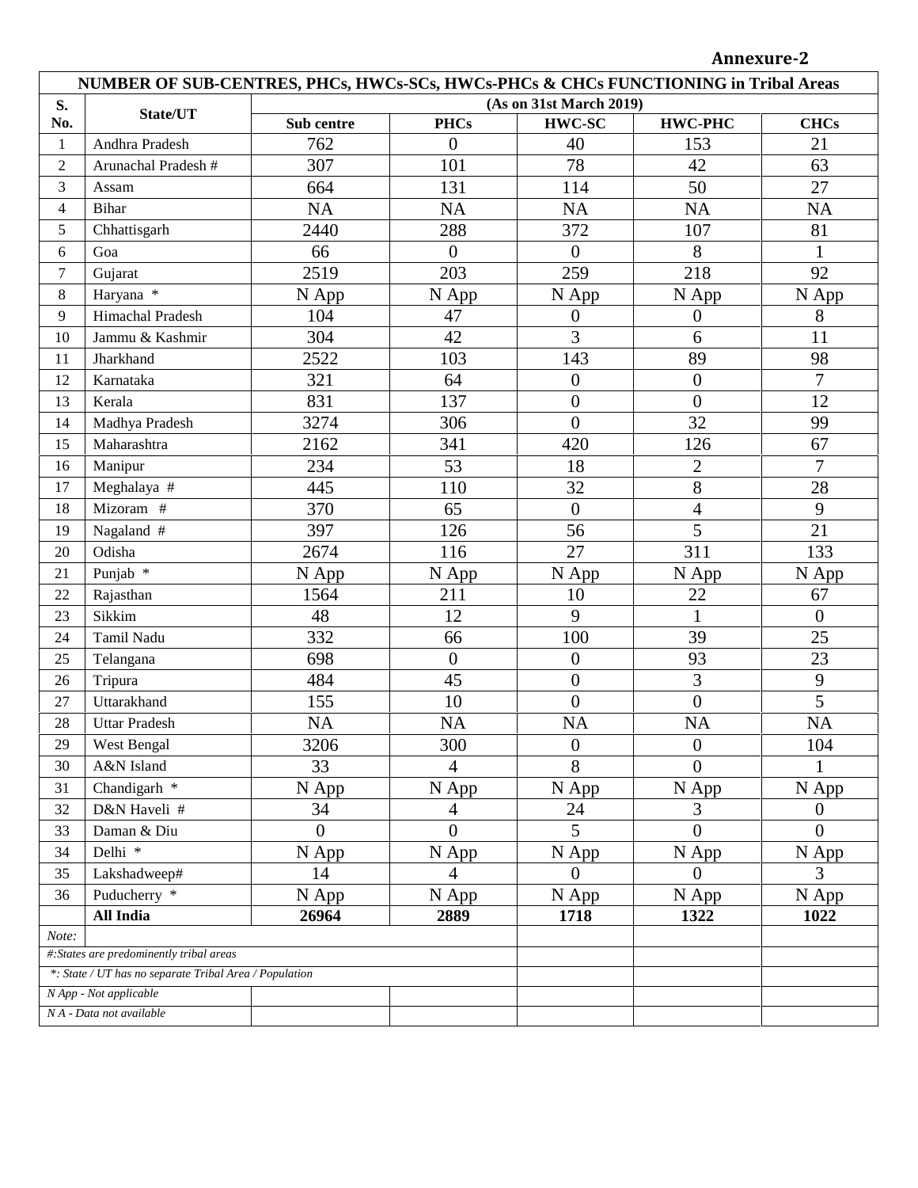**Annexure-2**

| NUMBER OF SUB-CENTRES, PHCs, HWCs-SCs, HWCs-PHCs & CHCs FUNCTIONING in Tribal Areas | | | | | | |
|---|---|---|---|---|---|---|
| S. No. | State/UT | (As on 31st March 2019) | | | | |
| | | Sub centre | PHCs | HWC-SC | HWC-PHC | CHCs |
| 1 | Andhra Pradesh | 762 | 0 | 40 | 153 | 21 |
| 2 | Arunachal Pradesh # | 307 | 101 | 78 | 42 | 63 |
| 3 | Assam | 664 | 131 | 114 | 50 | 27 |
| 4 | Bihar | NA | NA | NA | NA | NA |
| 5 | Chhattisgarh | 2440 | 288 | 372 | 107 | 81 |
| 6 | Goa | 66 | 0 | 0 | 8 | 1 |
| 7 | Gujarat | 2519 | 203 | 259 | 218 | 92 |
| 8 | Haryana * | N App | N App | N App | N App | N App |
| 9 | Himachal Pradesh | 104 | 47 | 0 | 0 | 8 |
| 10 | Jammu & Kashmir | 304 | 42 | 3 | 6 | 11 |
| 11 | Jharkhand | 2522 | 103 | 143 | 89 | 98 |
| 12 | Karnataka | 321 | 64 | 0 | 0 | 7 |
| 13 | Kerala | 831 | 137 | 0 | 0 | 12 |
| 14 | Madhya Pradesh | 3274 | 306 | 0 | 32 | 99 |
| 15 | Maharashtra | 2162 | 341 | 420 | 126 | 67 |
| 16 | Manipur | 234 | 53 | 18 | 2 | 7 |
| 17 | Meghalaya # | 445 | 110 | 32 | 8 | 28 |
| 18 | Mizoram # | 370 | 65 | 0 | 4 | 9 |
| 19 | Nagaland # | 397 | 126 | 56 | 5 | 21 |
| 20 | Odisha | 2674 | 116 | 27 | 311 | 133 |
| 21 | Punjab * | N App | N App | N App | N App | N App |
| 22 | Rajasthan | 1564 | 211 | 10 | 22 | 67 |
| 23 | Sikkim | 48 | 12 | 9 | 1 | 0 |
| 24 | Tamil Nadu | 332 | 66 | 100 | 39 | 25 |
| 25 | Telangana | 698 | 0 | 0 | 93 | 23 |
| 26 | Tripura | 484 | 45 | 0 | 3 | 9 |
| 27 | Uttarakhand | 155 | 10 | 0 | 0 | 5 |
| 28 | Uttar Pradesh | NA | NA | NA | NA | NA |
| 29 | West Bengal | 3206 | 300 | 0 | 0 | 104 |
| 30 | A&N Island | 33 | 4 | 8 | 0 | 1 |
| 31 | Chandigarh * | N App | N App | N App | N App | N App |
| 32 | D&N Haveli # | 34 | 4 | 24 | 3 | 0 |
| 33 | Daman & Diu | 0 | 0 | 5 | 0 | 0 |
| 34 | Delhi * | N App | N App | N App | N App | N App |
| 35 | Lakshadweep# | 14 | 4 | 0 | 0 | 3 |
| 36 | Puducherry * | N App | N App | N App | N App | N App |
| | **All India** | **26964** | **2889** | **1718** | **1322** | **1022** |

*Note:*

*#:States are predominently tribal areas*

*\*: State / UT has no separate Tribal Area / Population*

*N App - Not applicable*

*N A - Data not available*